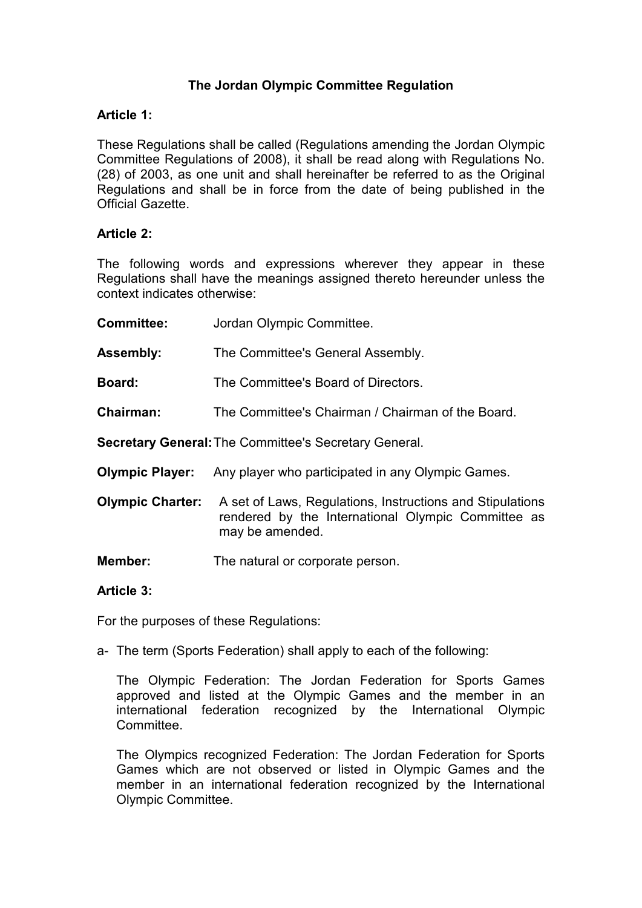# The Jordan Olympic Committee Regulation

**Article 1:**

These Regulations shall be called (Regulations amending the Jordan Olympic Committee Regulations of 2008), it shall be read along with Regulations No. (28) of 2003, as one unit and shall hereinafter be referred to as the Original Regulations and shall be in force from the date of being published in the Official Gazette.

**Article 2:**

The following words and expressions wherever they appear in these Regulations shall have the meanings assigned thereto hereunder unless the context indicates otherwise:

**Committee:** Jordan Olympic Committee.

**Assembly:** The Committee's General Assembly.

**Board:** The Committee's Board of Directors.

**Chairman:** The Committee's Chairman / Chairman of the Board.

**Secretary General:** The Committee's Secretary General.

**Olympic Player:** Any player who participated in any Olympic Games.

**Olympic Charter:** A set of Laws, Regulations, Instructions and Stipulations rendered by the International Olympic Committee as may be amended.

**Member:** The natural or corporate person.

**Article 3:**

For the purposes of these Regulations:

a- The term (Sports Federation) shall apply to each of the following:

The Olympic Federation: The Jordan Federation for Sports Games approved and listed at the Olympic Games and the member in an international federation recognized by the International Olympic Committee.

The Olympics recognized Federation: The Jordan Federation for Sports Games which are not observed or listed in Olympic Games and the member in an international federation recognized by the International Olympic Committee.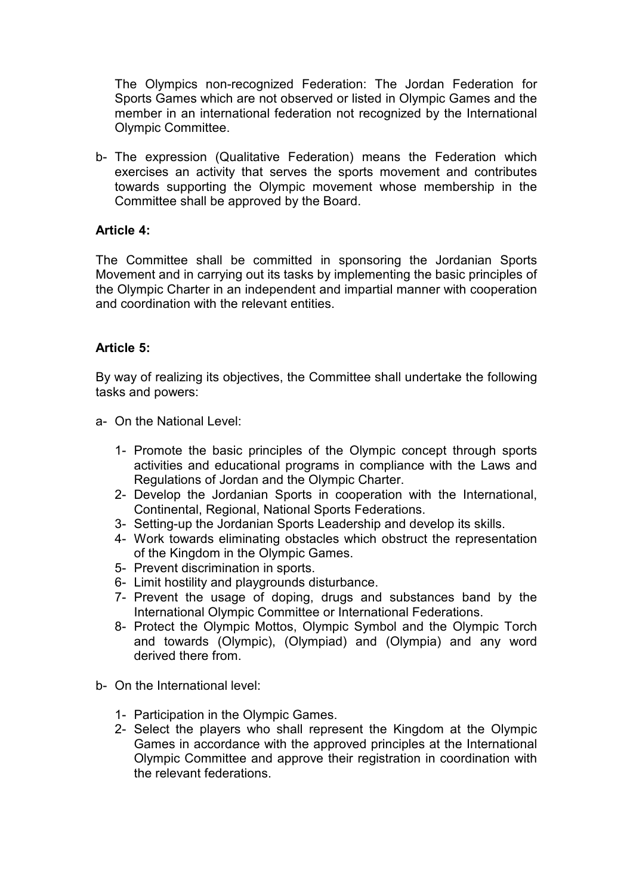The Olympics non-recognized Federation: The Jordan Federation for Sports Games which are not observed or listed in Olympic Games and the member in an international federation not recognized by the International Olympic Committee.

b- The expression (Qualitative Federation) means the Federation which exercises an activity that serves the sports movement and contributes towards supporting the Olympic movement whose membership in the Committee shall be approved by the Board.

**Article 4:**

The Committee shall be committed in sponsoring the Jordanian Sports Movement and in carrying out its tasks by implementing the basic principles of the Olympic Charter in an independent and impartial manner with cooperation and coordination with the relevant entities.

**Article 5:**

By way of realizing its objectives, the Committee shall undertake the following tasks and powers:

a- On the National Level:

1- Promote the basic principles of the Olympic concept through sports activities and educational programs in compliance with the Laws and Regulations of Jordan and the Olympic Charter.
2- Develop the Jordanian Sports in cooperation with the International, Continental, Regional, National Sports Federations.
3- Setting-up the Jordanian Sports Leadership and develop its skills.
4- Work towards eliminating obstacles which obstruct the representation of the Kingdom in the Olympic Games.
5- Prevent discrimination in sports.
6- Limit hostility and playgrounds disturbance.
7- Prevent the usage of doping, drugs and substances band by the International Olympic Committee or International Federations.
8- Protect the Olympic Mottos, Olympic Symbol and the Olympic Torch and towards (Olympic), (Olympiad) and (Olympia) and any word derived there from.

b- On the International level:

1- Participation in the Olympic Games.
2- Select the players who shall represent the Kingdom at the Olympic Games in accordance with the approved principles at the International Olympic Committee and approve their registration in coordination with the relevant federations.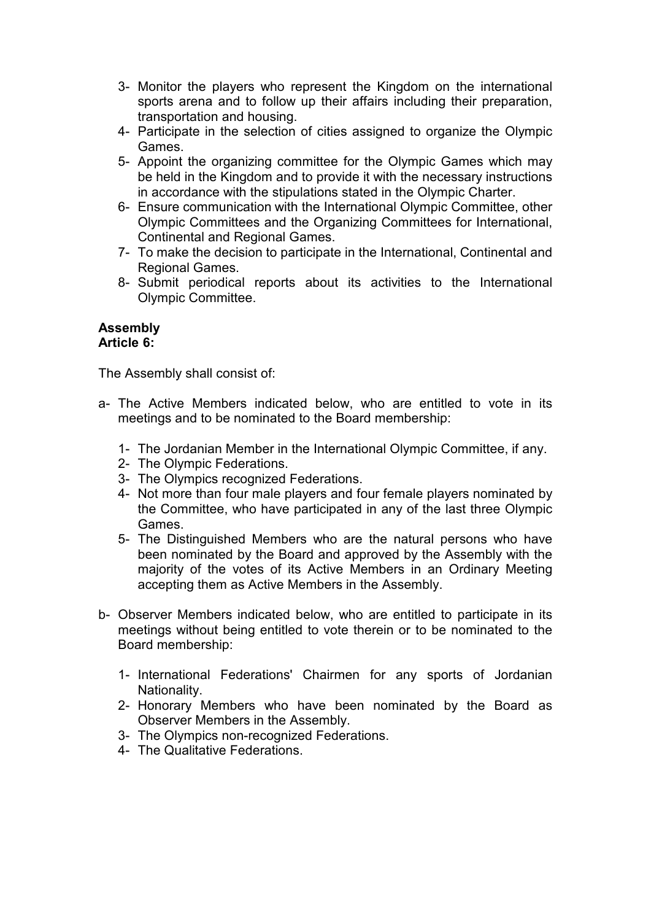3- Monitor the players who represent the Kingdom on the international sports arena and to follow up their affairs including their preparation, transportation and housing.
4- Participate in the selection of cities assigned to organize the Olympic Games.
5- Appoint the organizing committee for the Olympic Games which may be held in the Kingdom and to provide it with the necessary instructions in accordance with the stipulations stated in the Olympic Charter.
6- Ensure communication with the International Olympic Committee, other Olympic Committees and the Organizing Committees for International, Continental and Regional Games.
7- To make the decision to participate in the International, Continental and Regional Games.
8- Submit periodical reports about its activities to the International Olympic Committee.

**Assembly**
**Article 6:**

The Assembly shall consist of:

a- The Active Members indicated below, who are entitled to vote in its meetings and to be nominated to the Board membership:

   1- The Jordanian Member in the International Olympic Committee, if any.
   2- The Olympic Federations.
   3- The Olympics recognized Federations.
   4- Not more than four male players and four female players nominated by the Committee, who have participated in any of the last three Olympic Games.
   5- The Distinguished Members who are the natural persons who have been nominated by the Board and approved by the Assembly with the majority of the votes of its Active Members in an Ordinary Meeting accepting them as Active Members in the Assembly.

b- Observer Members indicated below, who are entitled to participate in its meetings without being entitled to vote therein or to be nominated to the Board membership:

   1- International Federations' Chairmen for any sports of Jordanian Nationality.
   2- Honorary Members who have been nominated by the Board as Observer Members in the Assembly.
   3- The Olympics non-recognized Federations.
   4- The Qualitative Federations.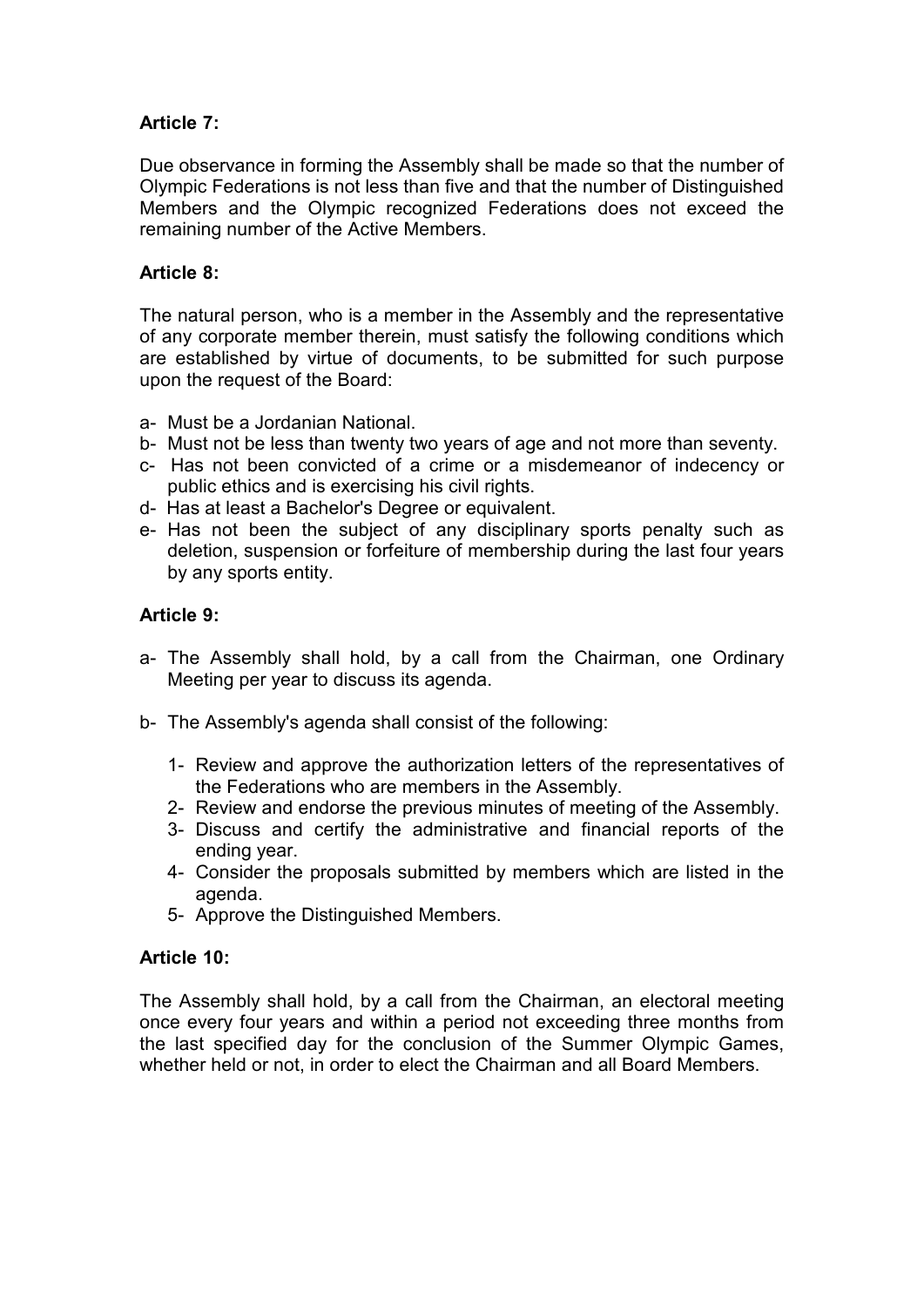**Article 7:**

Due observance in forming the Assembly shall be made so that the number of Olympic Federations is not less than five and that the number of Distinguished Members and the Olympic recognized Federations does not exceed the remaining number of the Active Members.

**Article 8:**

The natural person, who is a member in the Assembly and the representative of any corporate member therein, must satisfy the following conditions which are established by virtue of documents, to be submitted for such purpose upon the request of the Board:

a- Must be a Jordanian National.
b- Must not be less than twenty two years of age and not more than seventy.
c- Has not been convicted of a crime or a misdemeanor of indecency or public ethics and is exercising his civil rights.
d- Has at least a Bachelor's Degree or equivalent.
e- Has not been the subject of any disciplinary sports penalty such as deletion, suspension or forfeiture of membership during the last four years by any sports entity.

**Article 9:**

a- The Assembly shall hold, by a call from the Chairman, one Ordinary Meeting per year to discuss its agenda.

b- The Assembly's agenda shall consist of the following:

1- Review and approve the authorization letters of the representatives of the Federations who are members in the Assembly.
2- Review and endorse the previous minutes of meeting of the Assembly.
3- Discuss and certify the administrative and financial reports of the ending year.
4- Consider the proposals submitted by members which are listed in the agenda.
5- Approve the Distinguished Members.

**Article 10:**

The Assembly shall hold, by a call from the Chairman, an electoral meeting once every four years and within a period not exceeding three months from the last specified day for the conclusion of the Summer Olympic Games, whether held or not, in order to elect the Chairman and all Board Members.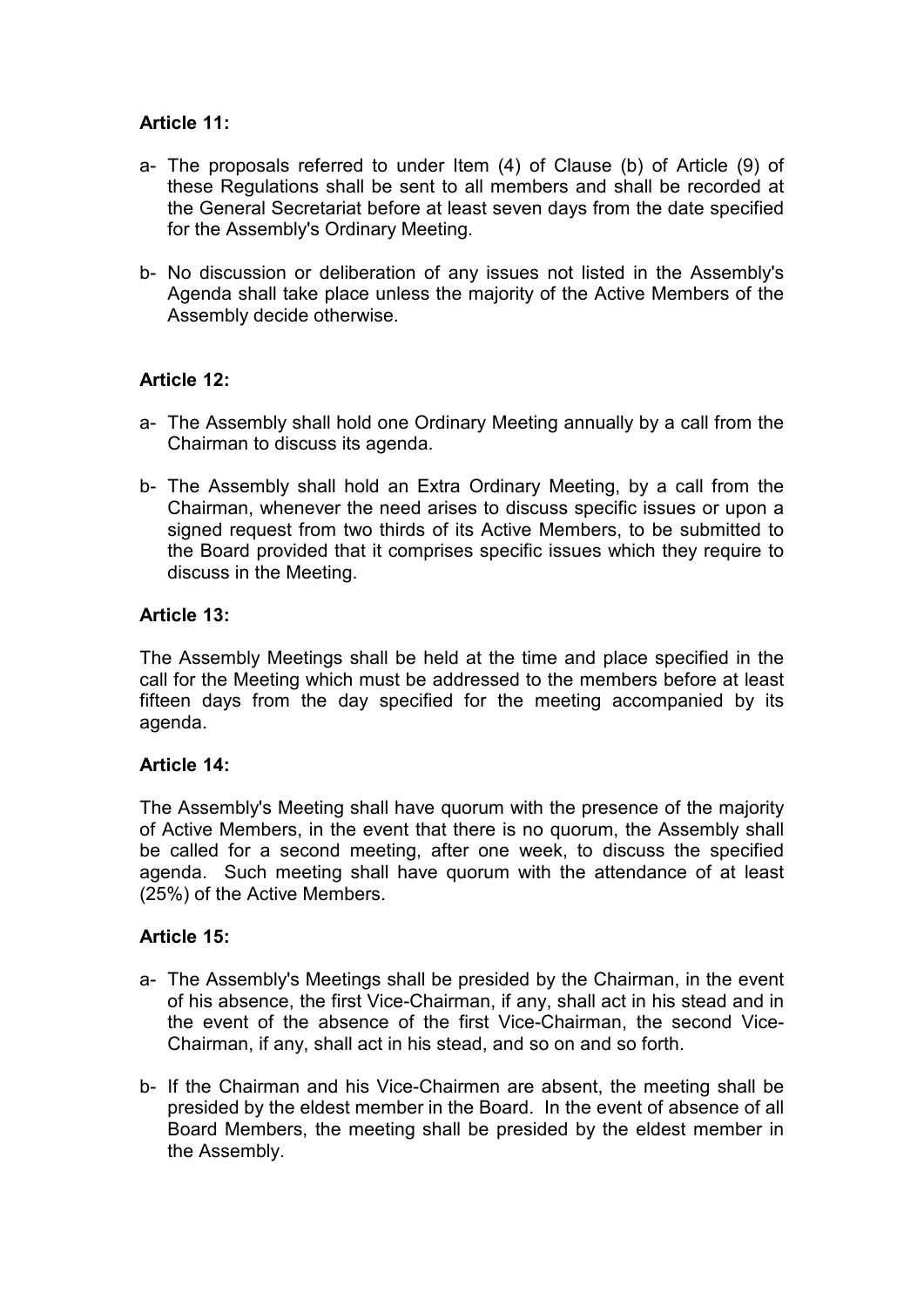**Article 11:**

a- The proposals referred to under Item (4) of Clause (b) of Article (9) of these Regulations shall be sent to all members and shall be recorded at the General Secretariat before at least seven days from the date specified for the Assembly's Ordinary Meeting.

b- No discussion or deliberation of any issues not listed in the Assembly's Agenda shall take place unless the majority of the Active Members of the Assembly decide otherwise.

**Article 12:**

a- The Assembly shall hold one Ordinary Meeting annually by a call from the Chairman to discuss its agenda.

b- The Assembly shall hold an Extra Ordinary Meeting, by a call from the Chairman, whenever the need arises to discuss specific issues or upon a signed request from two thirds of its Active Members, to be submitted to the Board provided that it comprises specific issues which they require to discuss in the Meeting.

**Article 13:**

The Assembly Meetings shall be held at the time and place specified in the call for the Meeting which must be addressed to the members before at least fifteen days from the day specified for the meeting accompanied by its agenda.

**Article 14:**

The Assembly's Meeting shall have quorum with the presence of the majority of Active Members, in the event that there is no quorum, the Assembly shall be called for a second meeting, after one week, to discuss the specified agenda. Such meeting shall have quorum with the attendance of at least (25%) of the Active Members.

**Article 15:**

a- The Assembly's Meetings shall be presided by the Chairman, in the event of his absence, the first Vice-Chairman, if any, shall act in his stead and in the event of the absence of the first Vice-Chairman, the second Vice-Chairman, if any, shall act in his stead, and so on and so forth.

b- If the Chairman and his Vice-Chairmen are absent, the meeting shall be presided by the eldest member in the Board. In the event of absence of all Board Members, the meeting shall be presided by the eldest member in the Assembly.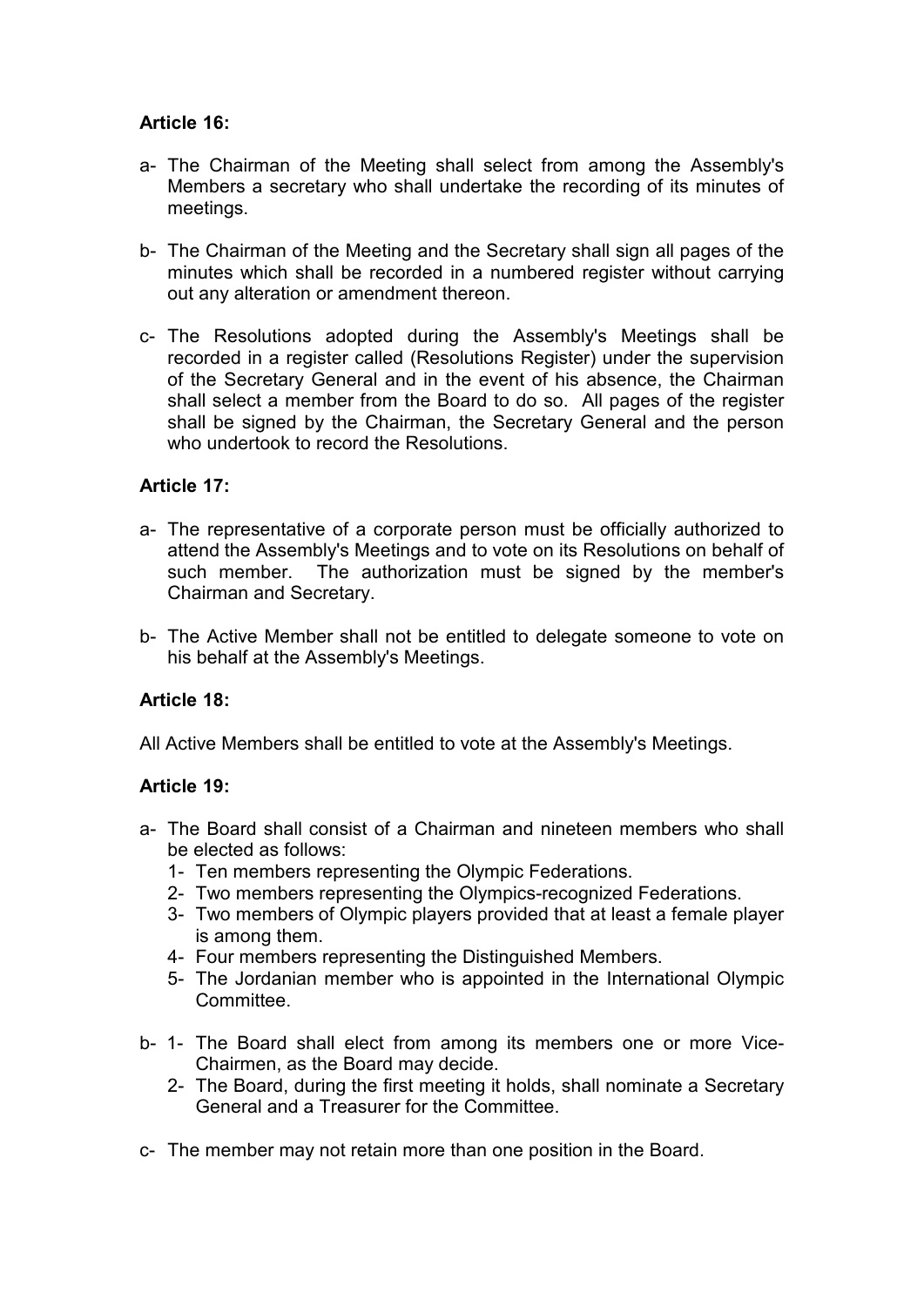**Article 16:**

a- The Chairman of the Meeting shall select from among the Assembly's Members a secretary who shall undertake the recording of its minutes of meetings.

b- The Chairman of the Meeting and the Secretary shall sign all pages of the minutes which shall be recorded in a numbered register without carrying out any alteration or amendment thereon.

c- The Resolutions adopted during the Assembly's Meetings shall be recorded in a register called (Resolutions Register) under the supervision of the Secretary General and in the event of his absence, the Chairman shall select a member from the Board to do so. All pages of the register shall be signed by the Chairman, the Secretary General and the person who undertook to record the Resolutions.

**Article 17:**

a- The representative of a corporate person must be officially authorized to attend the Assembly's Meetings and to vote on its Resolutions on behalf of such member. The authorization must be signed by the member's Chairman and Secretary.

b- The Active Member shall not be entitled to delegate someone to vote on his behalf at the Assembly's Meetings.

**Article 18:**

All Active Members shall be entitled to vote at the Assembly's Meetings.

**Article 19:**

a- The Board shall consist of a Chairman and nineteen members who shall be elected as follows:
   1- Ten members representing the Olympic Federations.
   2- Two members representing the Olympics-recognized Federations.
   3- Two members of Olympic players provided that at least a female player is among them.
   4- Four members representing the Distinguished Members.
   5- The Jordanian member who is appointed in the International Olympic Committee.

b- 1- The Board shall elect from among its members one or more Vice-Chairmen, as the Board may decide.
   2- The Board, during the first meeting it holds, shall nominate a Secretary General and a Treasurer for the Committee.

c- The member may not retain more than one position in the Board.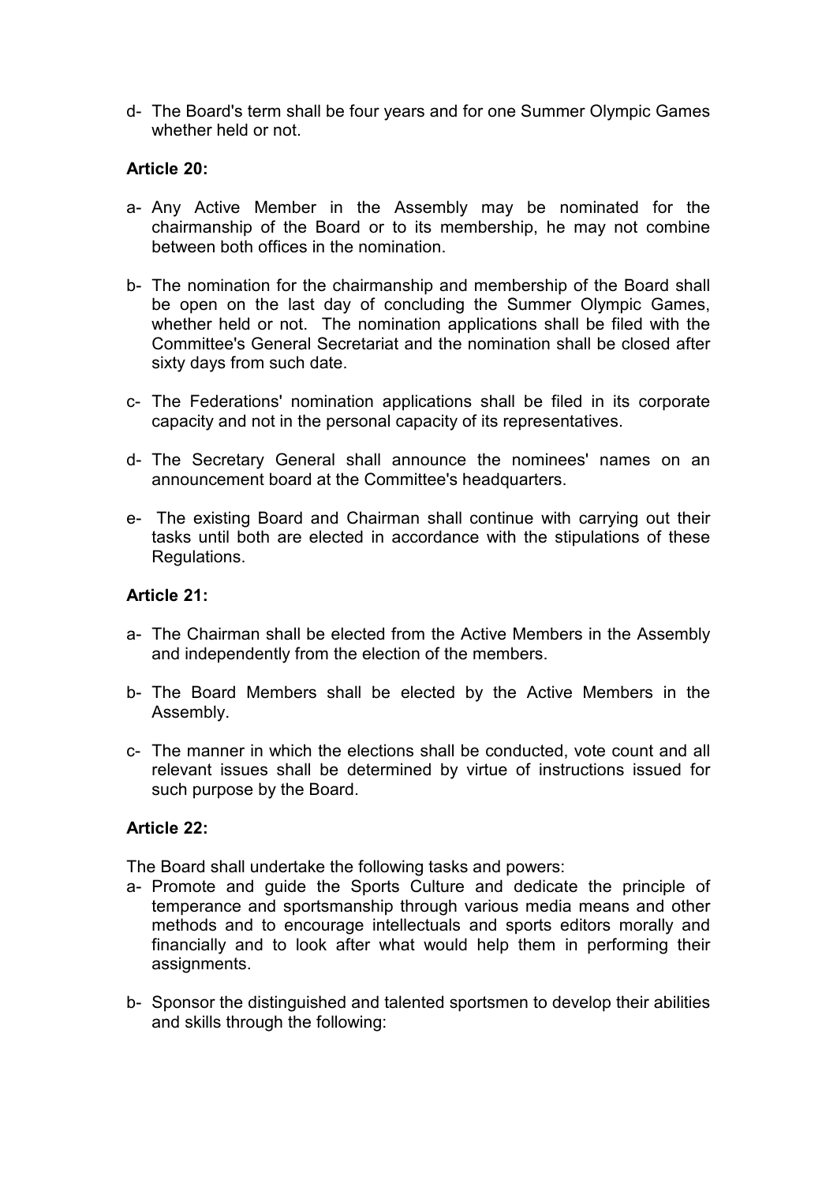d- The Board's term shall be four years and for one Summer Olympic Games whether held or not.

**Article 20:**

a- Any Active Member in the Assembly may be nominated for the chairmanship of the Board or to its membership, he may not combine between both offices in the nomination.

b- The nomination for the chairmanship and membership of the Board shall be open on the last day of concluding the Summer Olympic Games, whether held or not. The nomination applications shall be filed with the Committee's General Secretariat and the nomination shall be closed after sixty days from such date.

c- The Federations' nomination applications shall be filed in its corporate capacity and not in the personal capacity of its representatives.

d- The Secretary General shall announce the nominees' names on an announcement board at the Committee's headquarters.

e- The existing Board and Chairman shall continue with carrying out their tasks until both are elected in accordance with the stipulations of these Regulations.

**Article 21:**

a- The Chairman shall be elected from the Active Members in the Assembly and independently from the election of the members.

b- The Board Members shall be elected by the Active Members in the Assembly.

c- The manner in which the elections shall be conducted, vote count and all relevant issues shall be determined by virtue of instructions issued for such purpose by the Board.

**Article 22:**

The Board shall undertake the following tasks and powers:

a- Promote and guide the Sports Culture and dedicate the principle of temperance and sportsmanship through various media means and other methods and to encourage intellectuals and sports editors morally and financially and to look after what would help them in performing their assignments.

b- Sponsor the distinguished and talented sportsmen to develop their abilities and skills through the following: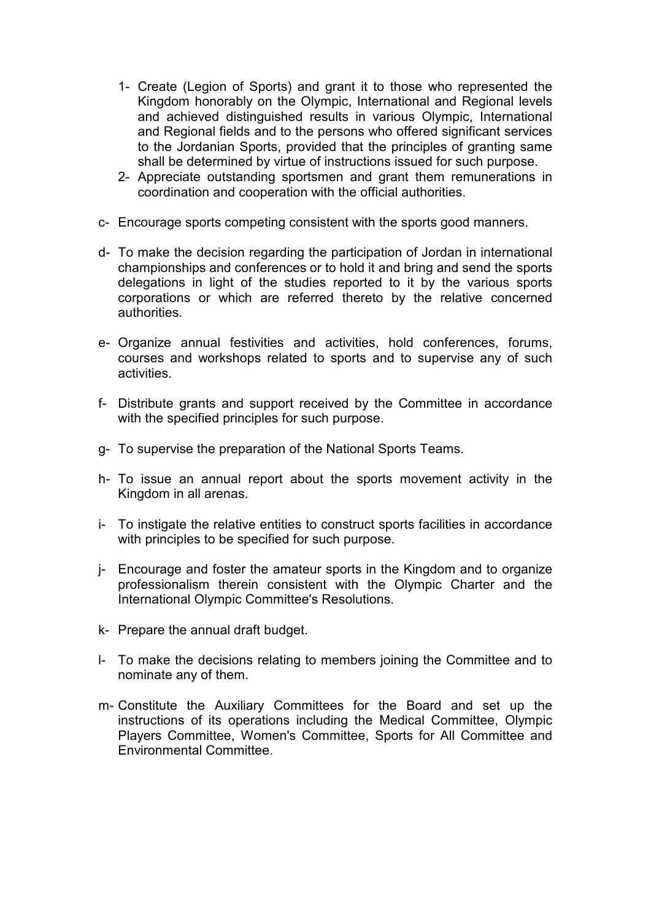1- Create (Legion of Sports) and grant it to those who represented the Kingdom honorably on the Olympic, International and Regional levels and achieved distinguished results in various Olympic, International and Regional fields and to the persons who offered significant services to the Jordanian Sports, provided that the principles of granting same shall be determined by virtue of instructions issued for such purpose.
2- Appreciate outstanding sportsmen and grant them remunerations in coordination and cooperation with the official authorities.

c- Encourage sports competing consistent with the sports good manners.

d- To make the decision regarding the participation of Jordan in international championships and conferences or to hold it and bring and send the sports delegations in light of the studies reported to it by the various sports corporations or which are referred thereto by the relative concerned authorities.

e- Organize annual festivities and activities, hold conferences, forums, courses and workshops related to sports and to supervise any of such activities.

f- Distribute grants and support received by the Committee in accordance with the specified principles for such purpose.

g- To supervise the preparation of the National Sports Teams.

h- To issue an annual report about the sports movement activity in the Kingdom in all arenas.

i- To instigate the relative entities to construct sports facilities in accordance with principles to be specified for such purpose.

j- Encourage and foster the amateur sports in the Kingdom and to organize professionalism therein consistent with the Olympic Charter and the International Olympic Committee's Resolutions.

k- Prepare the annual draft budget.

l- To make the decisions relating to members joining the Committee and to nominate any of them.

m- Constitute the Auxiliary Committees for the Board and set up the instructions of its operations including the Medical Committee, Olympic Players Committee, Women's Committee, Sports for All Committee and Environmental Committee.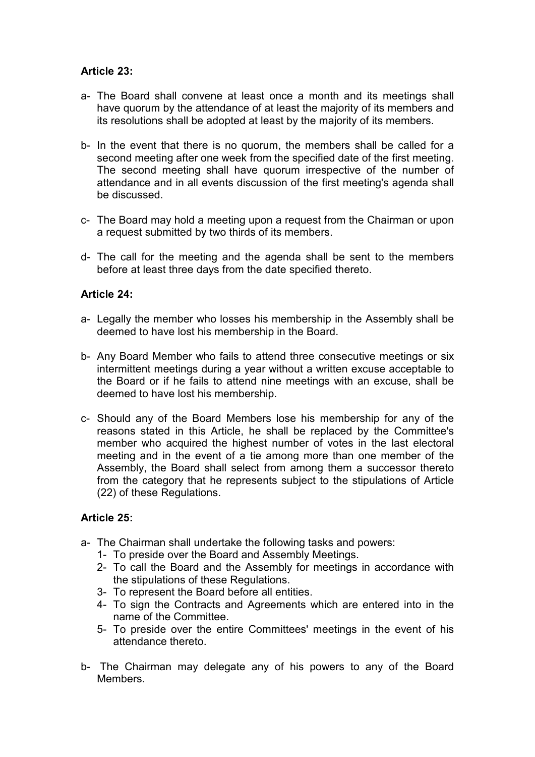**Article 23:**

a- The Board shall convene at least once a month and its meetings shall have quorum by the attendance of at least the majority of its members and its resolutions shall be adopted at least by the majority of its members.

b- In the event that there is no quorum, the members shall be called for a second meeting after one week from the specified date of the first meeting. The second meeting shall have quorum irrespective of the number of attendance and in all events discussion of the first meeting's agenda shall be discussed.

c- The Board may hold a meeting upon a request from the Chairman or upon a request submitted by two thirds of its members.

d- The call for the meeting and the agenda shall be sent to the members before at least three days from the date specified thereto.

**Article 24:**

a- Legally the member who losses his membership in the Assembly shall be deemed to have lost his membership in the Board.

b- Any Board Member who fails to attend three consecutive meetings or six intermittent meetings during a year without a written excuse acceptable to the Board or if he fails to attend nine meetings with an excuse, shall be deemed to have lost his membership.

c- Should any of the Board Members lose his membership for any of the reasons stated in this Article, he shall be replaced by the Committee's member who acquired the highest number of votes in the last electoral meeting and in the event of a tie among more than one member of the Assembly, the Board shall select from among them a successor thereto from the category that he represents subject to the stipulations of Article (22) of these Regulations.

**Article 25:**

a- The Chairman shall undertake the following tasks and powers:
  1- To preside over the Board and Assembly Meetings.
  2- To call the Board and the Assembly for meetings in accordance with the stipulations of these Regulations.
  3- To represent the Board before all entities.
  4- To sign the Contracts and Agreements which are entered into in the name of the Committee.
  5- To preside over the entire Committees' meetings in the event of his attendance thereto.

b- The Chairman may delegate any of his powers to any of the Board Members.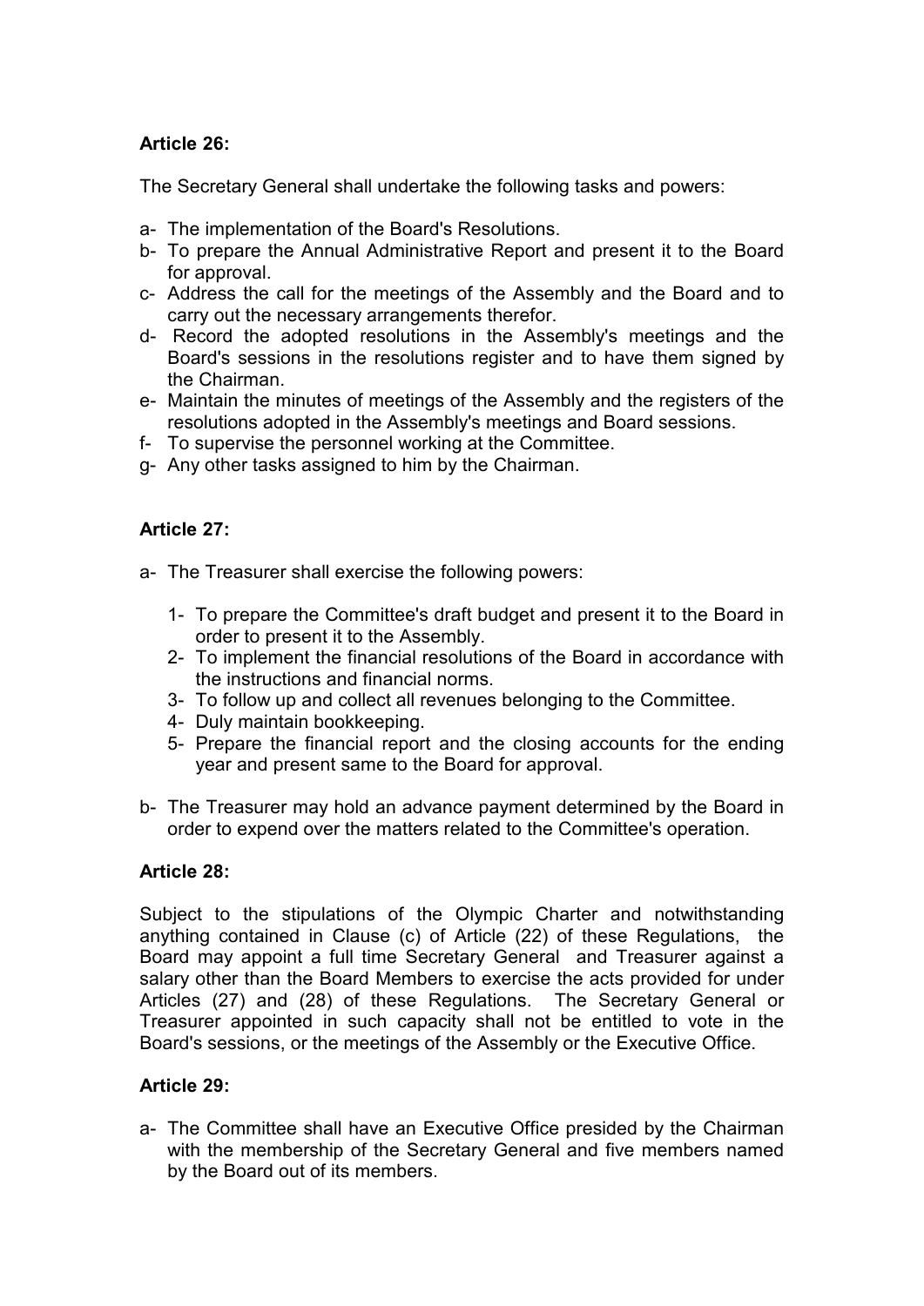**Article 26:**

The Secretary General shall undertake the following tasks and powers:

a- The implementation of the Board's Resolutions.
b- To prepare the Annual Administrative Report and present it to the Board for approval.
c- Address the call for the meetings of the Assembly and the Board and to carry out the necessary arrangements therefor.
d- Record the adopted resolutions in the Assembly's meetings and the Board's sessions in the resolutions register and to have them signed by the Chairman.
e- Maintain the minutes of meetings of the Assembly and the registers of the resolutions adopted in the Assembly's meetings and Board sessions.
f- To supervise the personnel working at the Committee.
g- Any other tasks assigned to him by the Chairman.

**Article 27:**

a- The Treasurer shall exercise the following powers:

    1- To prepare the Committee's draft budget and present it to the Board in order to present it to the Assembly.
    2- To implement the financial resolutions of the Board in accordance with the instructions and financial norms.
    3- To follow up and collect all revenues belonging to the Committee.
    4- Duly maintain bookkeeping.
    5- Prepare the financial report and the closing accounts for the ending year and present same to the Board for approval.

b- The Treasurer may hold an advance payment determined by the Board in order to expend over the matters related to the Committee's operation.

**Article 28:**

Subject to the stipulations of the Olympic Charter and notwithstanding anything contained in Clause (c) of Article (22) of these Regulations, the Board may appoint a full time Secretary General and Treasurer against a salary other than the Board Members to exercise the acts provided for under Articles (27) and (28) of these Regulations. The Secretary General or Treasurer appointed in such capacity shall not be entitled to vote in the Board's sessions, or the meetings of the Assembly or the Executive Office.

**Article 29:**

a- The Committee shall have an Executive Office presided by the Chairman with the membership of the Secretary General and five members named by the Board out of its members.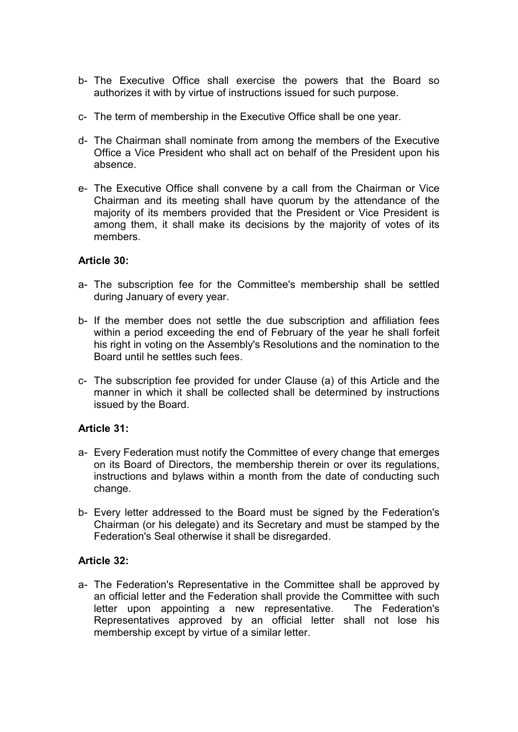b- The Executive Office shall exercise the powers that the Board so authorizes it with by virtue of instructions issued for such purpose.

c- The term of membership in the Executive Office shall be one year.

d- The Chairman shall nominate from among the members of the Executive Office a Vice President who shall act on behalf of the President upon his absence.

e- The Executive Office shall convene by a call from the Chairman or Vice Chairman and its meeting shall have quorum by the attendance of the majority of its members provided that the President or Vice President is among them, it shall make its decisions by the majority of votes of its members.

**Article 30:**

a- The subscription fee for the Committee's membership shall be settled during January of every year.

b- If the member does not settle the due subscription and affiliation fees within a period exceeding the end of February of the year he shall forfeit his right in voting on the Assembly's Resolutions and the nomination to the Board until he settles such fees.

c- The subscription fee provided for under Clause (a) of this Article and the manner in which it shall be collected shall be determined by instructions issued by the Board.

**Article 31:**

a- Every Federation must notify the Committee of every change that emerges on its Board of Directors, the membership therein or over its regulations, instructions and bylaws within a month from the date of conducting such change.

b- Every letter addressed to the Board must be signed by the Federation's Chairman (or his delegate) and its Secretary and must be stamped by the Federation's Seal otherwise it shall be disregarded.

**Article 32:**

a- The Federation's Representative in the Committee shall be approved by an official letter and the Federation shall provide the Committee with such letter upon appointing a new representative. The Federation's Representatives approved by an official letter shall not lose his membership except by virtue of a similar letter.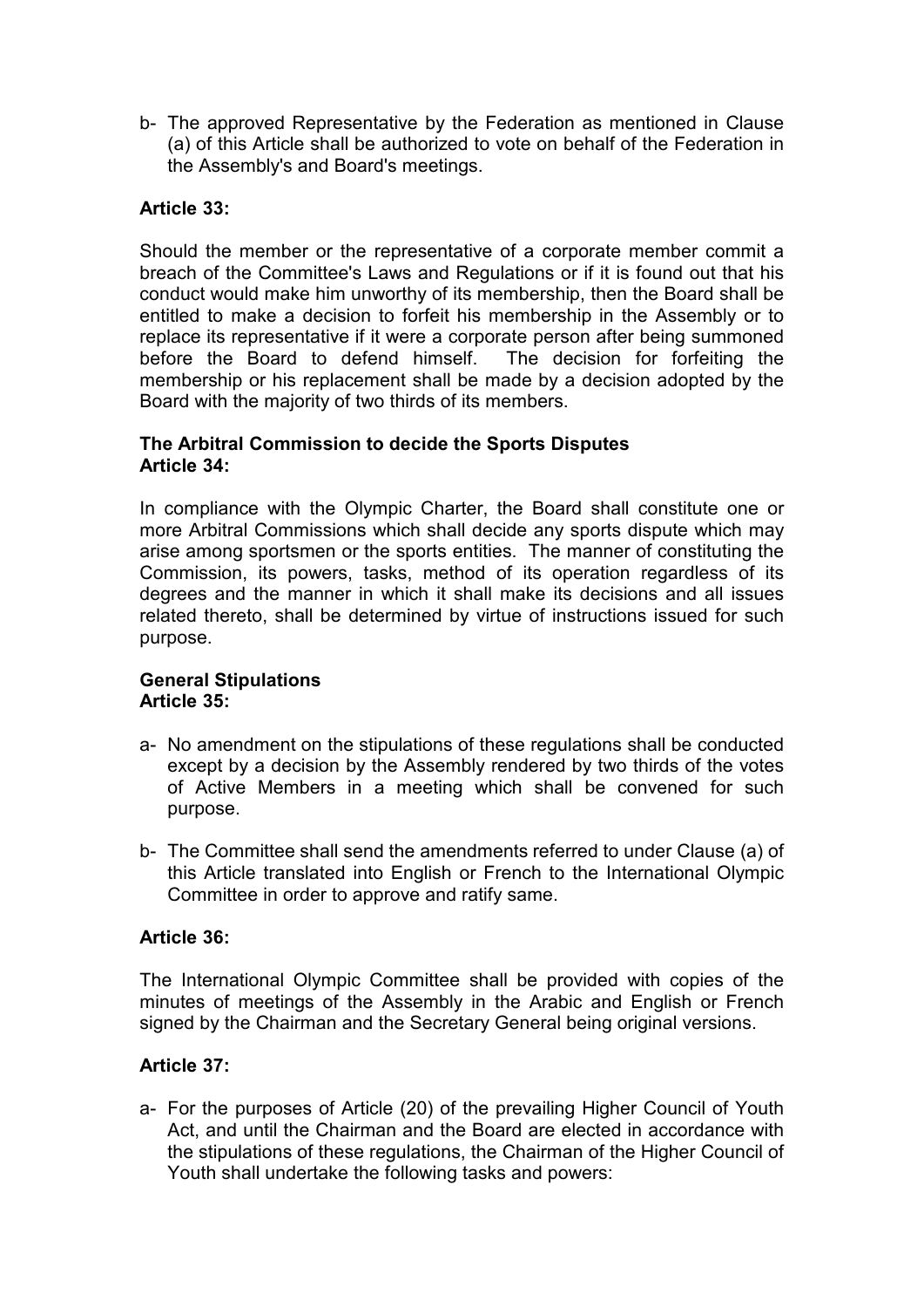b- The approved Representative by the Federation as mentioned in Clause (a) of this Article shall be authorized to vote on behalf of the Federation in the Assembly's and Board's meetings.

**Article 33:**

Should the member or the representative of a corporate member commit a breach of the Committee's Laws and Regulations or if it is found out that his conduct would make him unworthy of its membership, then the Board shall be entitled to make a decision to forfeit his membership in the Assembly or to replace its representative if it were a corporate person after being summoned before the Board to defend himself. The decision for forfeiting the membership or his replacement shall be made by a decision adopted by the Board with the majority of two thirds of its members.

**The Arbitral Commission to decide the Sports Disputes**
**Article 34:**

In compliance with the Olympic Charter, the Board shall constitute one or more Arbitral Commissions which shall decide any sports dispute which may arise among sportsmen or the sports entities. The manner of constituting the Commission, its powers, tasks, method of its operation regardless of its degrees and the manner in which it shall make its decisions and all issues related thereto, shall be determined by virtue of instructions issued for such purpose.

**General Stipulations**
**Article 35:**

a- No amendment on the stipulations of these regulations shall be conducted except by a decision by the Assembly rendered by two thirds of the votes of Active Members in a meeting which shall be convened for such purpose.

b- The Committee shall send the amendments referred to under Clause (a) of this Article translated into English or French to the International Olympic Committee in order to approve and ratify same.

**Article 36:**

The International Olympic Committee shall be provided with copies of the minutes of meetings of the Assembly in the Arabic and English or French signed by the Chairman and the Secretary General being original versions.

**Article 37:**

a- For the purposes of Article (20) of the prevailing Higher Council of Youth Act, and until the Chairman and the Board are elected in accordance with the stipulations of these regulations, the Chairman of the Higher Council of Youth shall undertake the following tasks and powers: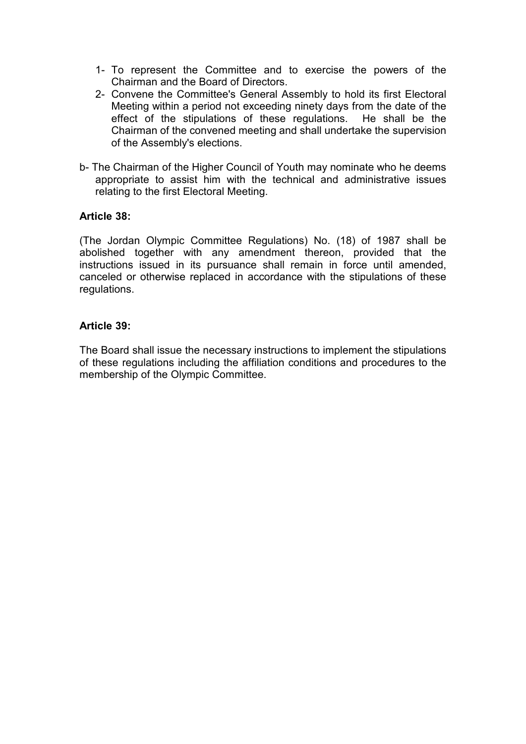1- To represent the Committee and to exercise the powers of the Chairman and the Board of Directors.
2- Convene the Committee's General Assembly to hold its first Electoral Meeting within a period not exceeding ninety days from the date of the effect of the stipulations of these regulations. He shall be the Chairman of the convened meeting and shall undertake the supervision of the Assembly's elections.

b- The Chairman of the Higher Council of Youth may nominate who he deems appropriate to assist him with the technical and administrative issues relating to the first Electoral Meeting.

**Article 38:**

(The Jordan Olympic Committee Regulations) No. (18) of 1987 shall be abolished together with any amendment thereon, provided that the instructions issued in its pursuance shall remain in force until amended, canceled or otherwise replaced in accordance with the stipulations of these regulations.

**Article 39:**

The Board shall issue the necessary instructions to implement the stipulations of these regulations including the affiliation conditions and procedures to the membership of the Olympic Committee.